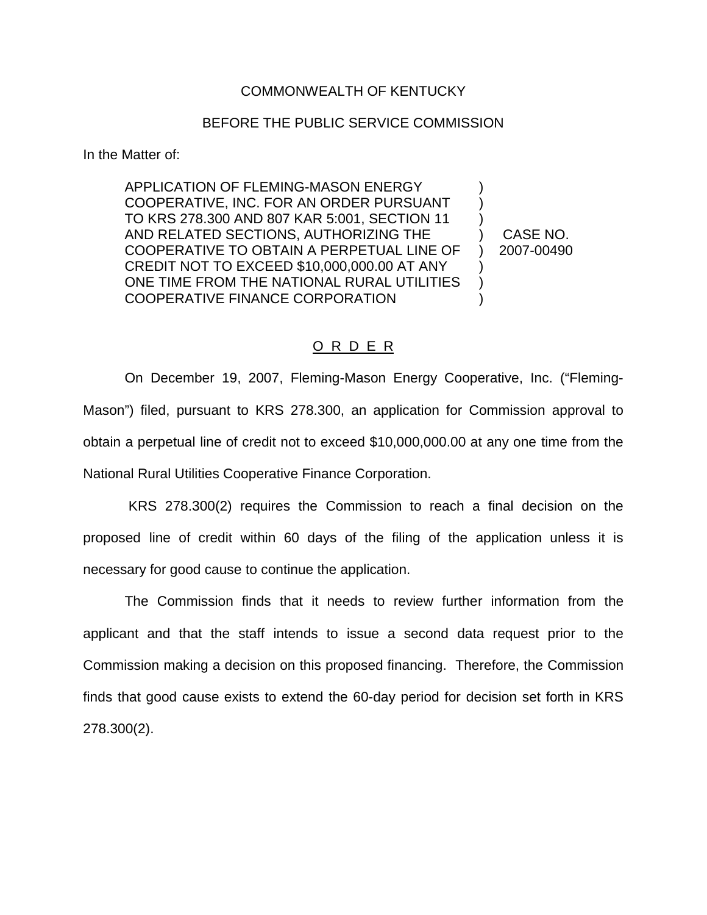COMMONWEALTH OF KENTUCKY

BEFORE THE PUBLIC SERVICE COMMISSION

In the Matter of:

| | | |
|---|---|---|
| APPLICATION OF FLEMING-MASON ENERGY COOPERATIVE, INC. FOR AN ORDER PURSUANT TO KRS 278.300 AND 807 KAR 5:001, SECTION 11 AND RELATED SECTIONS, AUTHORIZING THE COOPERATIVE TO OBTAIN A PERPETUAL LINE OF CREDIT NOT TO EXCEED $10,000,000.00 AT ANY ONE TIME FROM THE NATIONAL RURAL UTILITIES COOPERATIVE FINANCE CORPORATION | ) ) ) ) ) ) ) ) | CASE NO. 2007-00490 |

O R D E R

On December 19, 2007, Fleming-Mason Energy Cooperative, Inc. ("Fleming-Mason") filed, pursuant to KRS 278.300, an application for Commission approval to obtain a perpetual line of credit not to exceed $10,000,000.00 at any one time from the National Rural Utilities Cooperative Finance Corporation.

KRS 278.300(2) requires the Commission to reach a final decision on the proposed line of credit within 60 days of the filing of the application unless it is necessary for good cause to continue the application.

The Commission finds that it needs to review further information from the applicant and that the staff intends to issue a second data request prior to the Commission making a decision on this proposed financing. Therefore, the Commission finds that good cause exists to extend the 60-day period for decision set forth in KRS 278.300(2).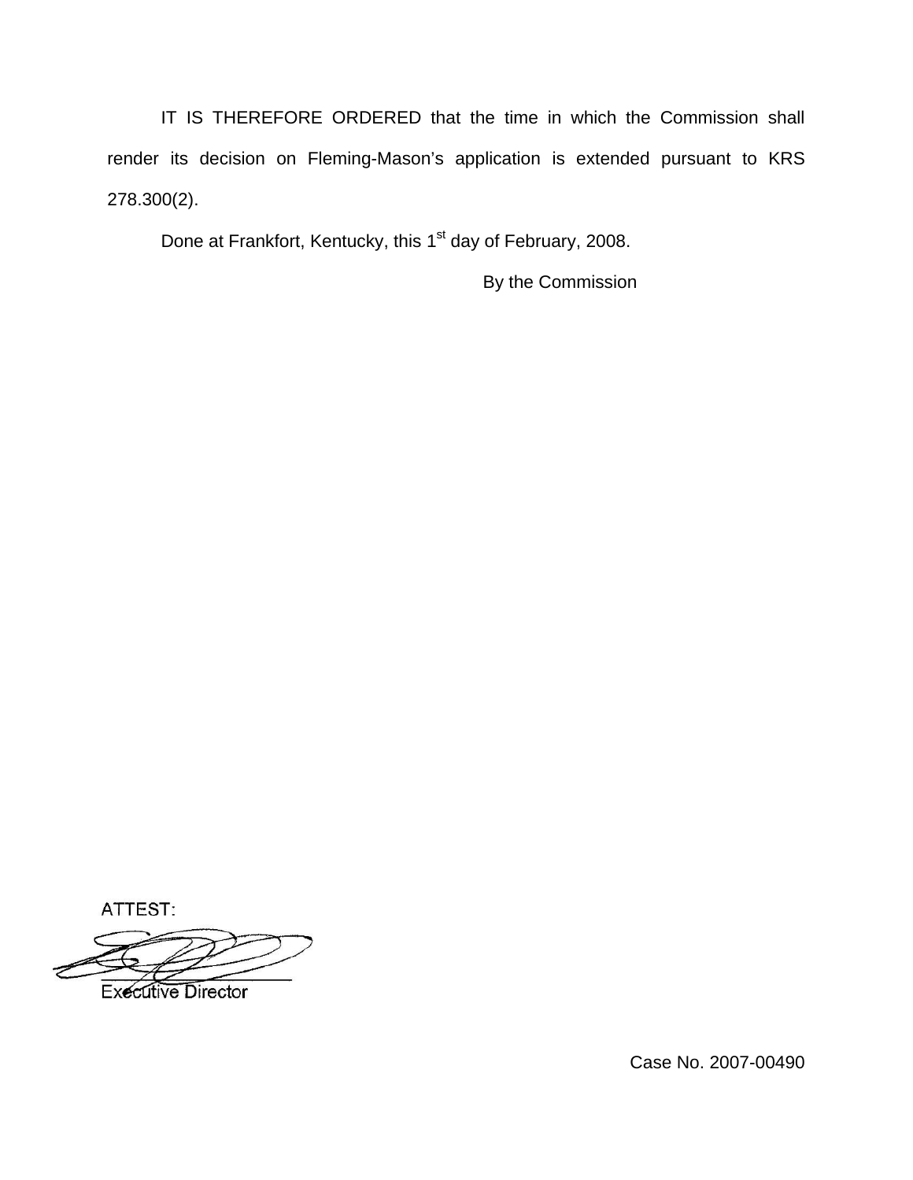IT IS THEREFORE ORDERED that the time in which the Commission shall render its decision on Fleming-Mason's application is extended pursuant to KRS 278.300(2).

Done at Frankfort, Kentucky, this 1st day of February, 2008.

By the Commission

ATTEST:

Executive Director

Case No. 2007-00490